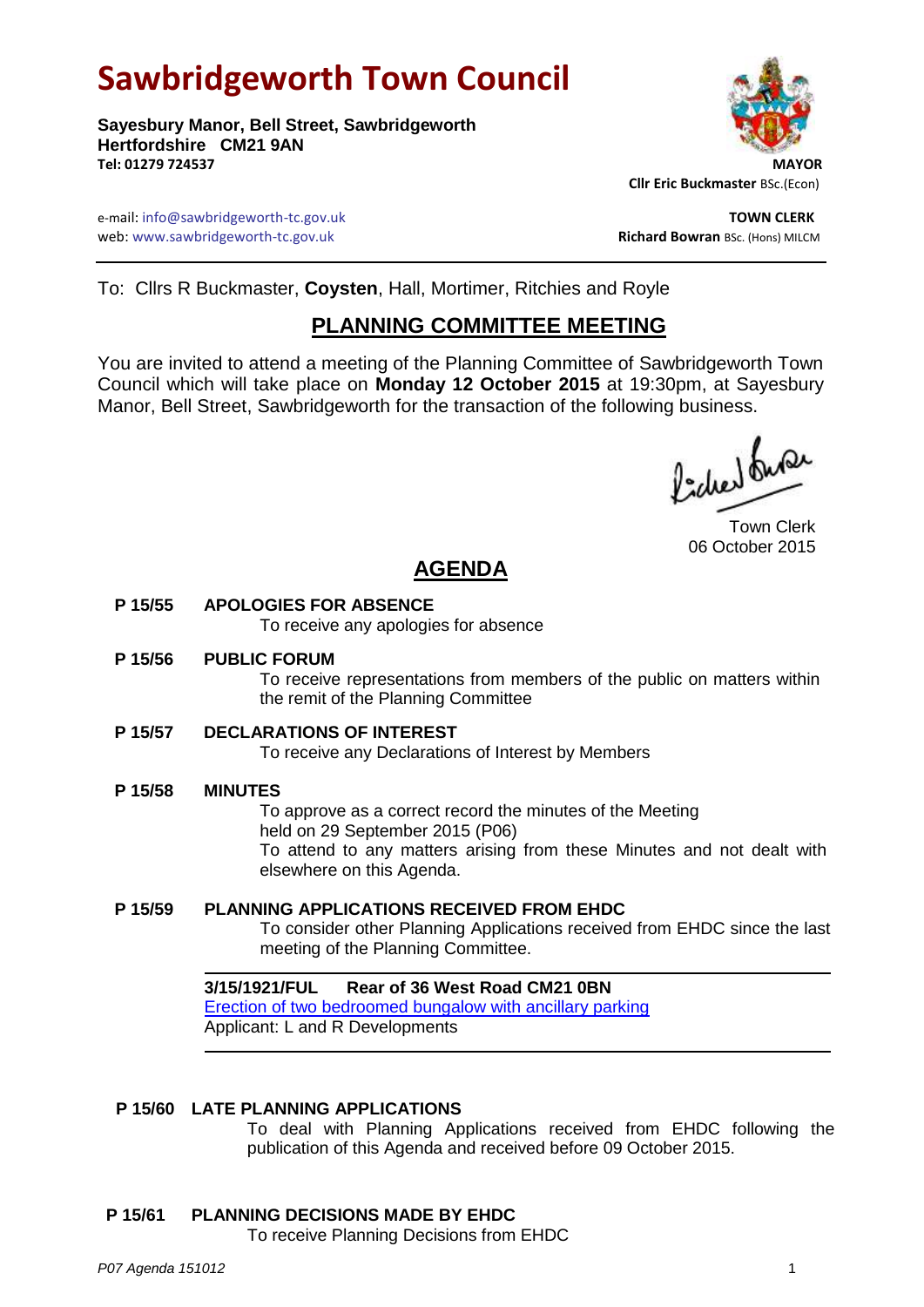# Sawbridgeworth Town Council

**Sayesbury Manor, Bell Street, Sawbridgeworth**
**Hertfordshire CM21 9AN**
**Tel: 01279 724537**

**MAYOR**
**Cllr Eric Buckmaster** BSc.(Econ)

e-mail: info@sawbridgeworth-tc.gov.uk
web: www.sawbridgeworth-tc.gov.uk

**TOWN CLERK**
**Richard Bowran** BSc. (Hons) MILCM

---

To: Cllrs R Buckmaster, **Coysten**, Hall, Mortimer, Ritchies and Royle

## PLANNING COMMITTEE MEETING

You are invited to attend a meeting of the Planning Committee of Sawbridgeworth Town Council which will take place on **Monday 12 October 2015** at 19:30pm, at Sayesbury Manor, Bell Street, Sawbridgeworth for the transaction of the following business.

Town Clerk
06 October 2015

## AGENDA

**P 15/55 APOLOGIES FOR ABSENCE**
To receive any apologies for absence

**P 15/56 PUBLIC FORUM**
To receive representations from members of the public on matters within the remit of the Planning Committee

**P 15/57 DECLARATIONS OF INTEREST**
To receive any Declarations of Interest by Members

**P 15/58 MINUTES**
To approve as a correct record the minutes of the Meeting held on 29 September 2015 (P06)
To attend to any matters arising from these Minutes and not dealt with elsewhere on this Agenda.

**P 15/59 PLANNING APPLICATIONS RECEIVED FROM EHDC**
To consider other Planning Applications received from EHDC since the last meeting of the Planning Committee.

---

**3/15/1921/FUL Rear of 36 West Road CM21 0BN**
Erection of two bedroomed bungalow with ancillary parking
Applicant: L and R Developments

---

**P 15/60 LATE PLANNING APPLICATIONS**
To deal with Planning Applications received from EHDC following the publication of this Agenda and received before 09 October 2015.

**P 15/61 PLANNING DECISIONS MADE BY EHDC**
To receive Planning Decisions from EHDC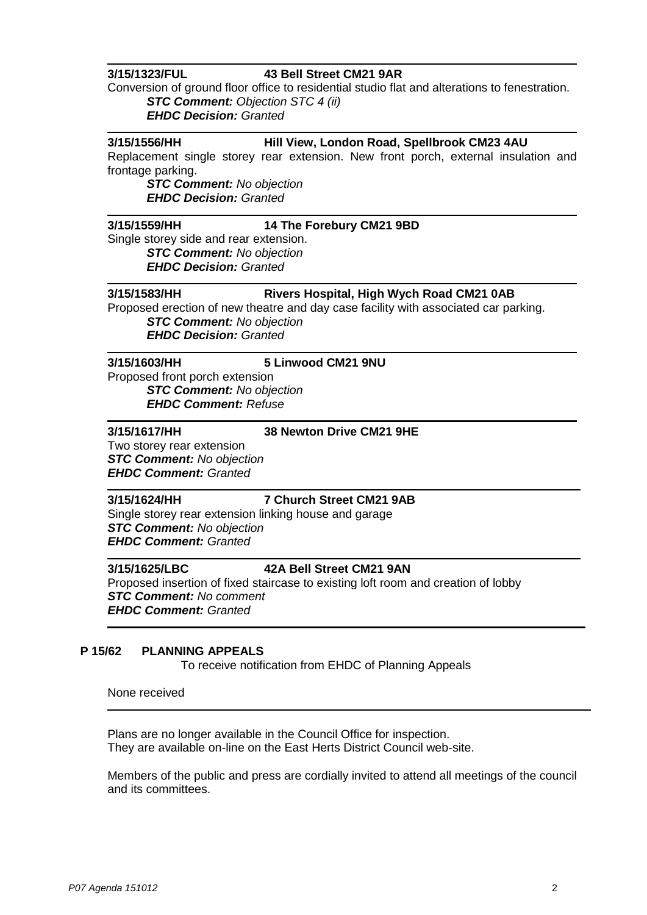**3/15/1323/FUL 43 Bell Street CM21 9AR**

Conversion of ground floor office to residential studio flat and alterations to fenestration.

***STC Comment:*** *Objection STC 4 (ii)*
***EHDC Decision:*** *Granted*

---

**3/15/1556/HH Hill View, London Road, Spellbrook CM23 4AU**

Replacement single storey rear extension. New front porch, external insulation and frontage parking.

***STC Comment:*** *No objection*
***EHDC Decision:*** *Granted*

---

**3/15/1559/HH 14 The Forebury CM21 9BD**

Single storey side and rear extension.

***STC Comment:*** *No objection*
***EHDC Decision:*** *Granted*

---

**3/15/1583/HH Rivers Hospital, High Wych Road CM21 0AB**

Proposed erection of new theatre and day case facility with associated car parking.

***STC Comment:*** *No objection*
***EHDC Decision:*** *Granted*

---

**3/15/1603/HH 5 Linwood CM21 9NU**

Proposed front porch extension

***STC Comment:*** *No objection*
***EHDC Comment:*** *Refuse*

---

**3/15/1617/HH 38 Newton Drive CM21 9HE**

Two storey rear extension

***STC Comment:*** *No objection*
***EHDC Comment:*** *Granted*

---

**3/15/1624/HH 7 Church Street CM21 9AB**

Single storey rear extension linking house and garage

***STC Comment:*** *No objection*
***EHDC Comment:*** *Granted*

---

**3/15/1625/LBC 42A Bell Street CM21 9AN**

Proposed insertion of fixed staircase to existing loft room and creation of lobby

***STC Comment:*** *No comment*
***EHDC Comment:*** *Granted*

---

## P 15/62 PLANNING APPEALS

To receive notification from EHDC of Planning Appeals

None received

---

Plans are no longer available in the Council Office for inspection.
They are available on-line on the East Herts District Council web-site.

Members of the public and press are cordially invited to attend all meetings of the council and its committees.